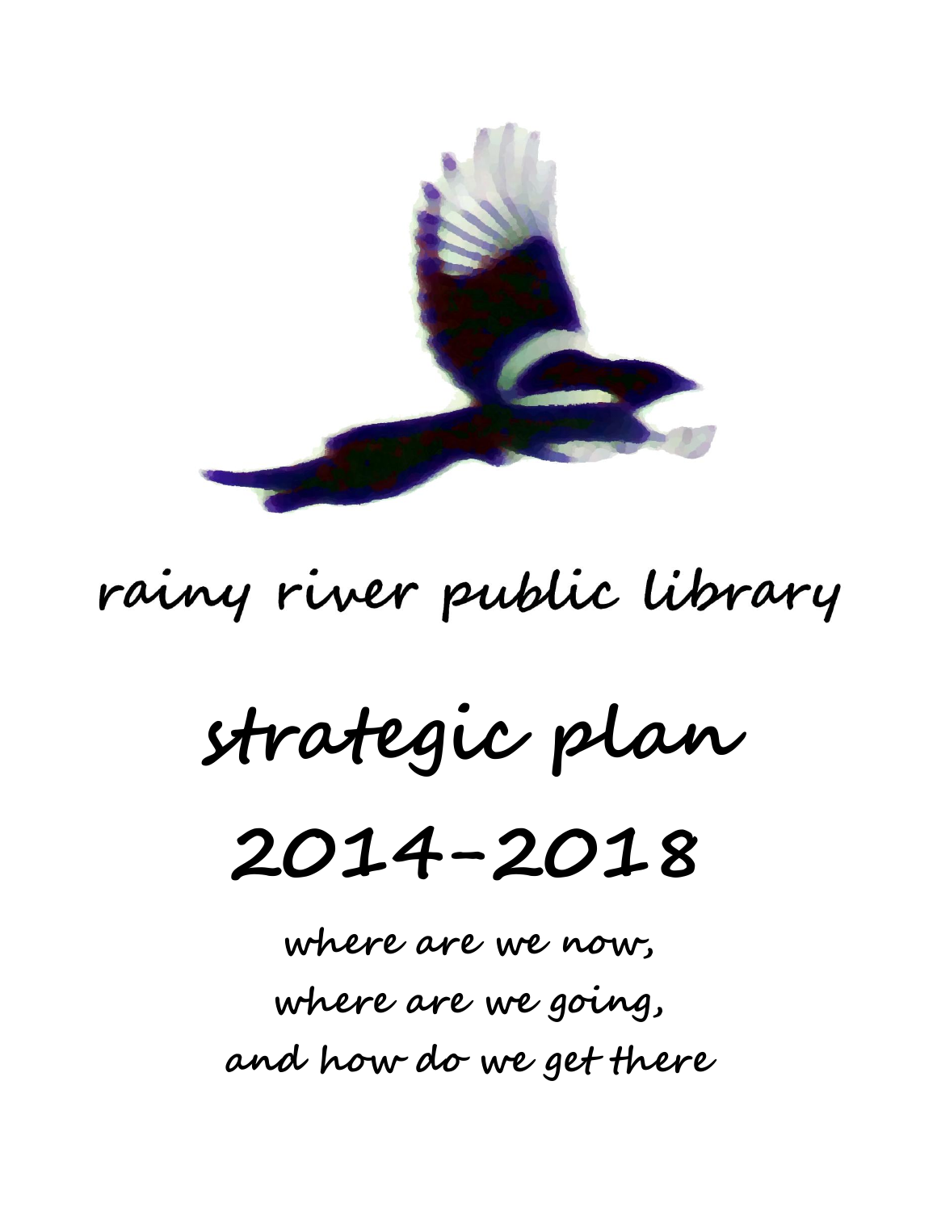# rainy river public library

# strategic plan

# 2014-2018

**where are we now,**
**where are we going,**
**and how do we get there**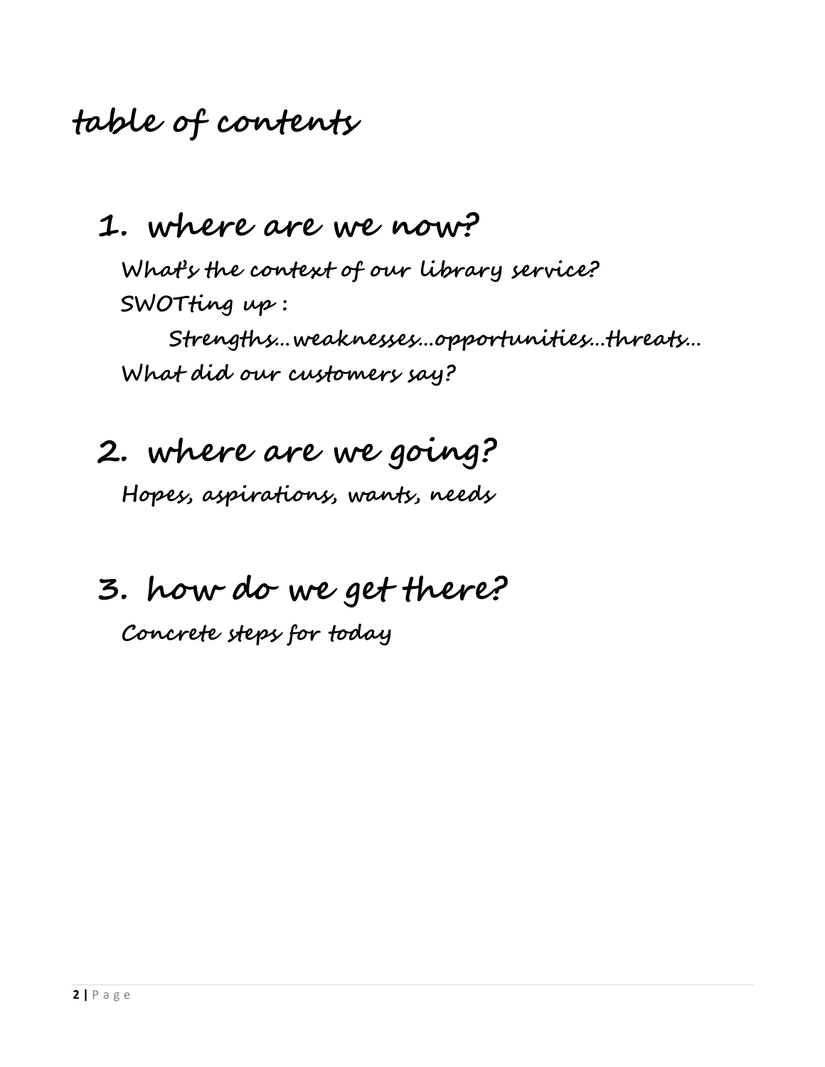# table of contents

## 1. where are we now?

What's the context of our library service?

SWOTting up :

Strengths…weaknesses…opportunities…threats…

What did our customers say?

## 2. where are we going?

Hopes, aspirations, wants, needs

## 3. how do we get there?

Concrete steps for today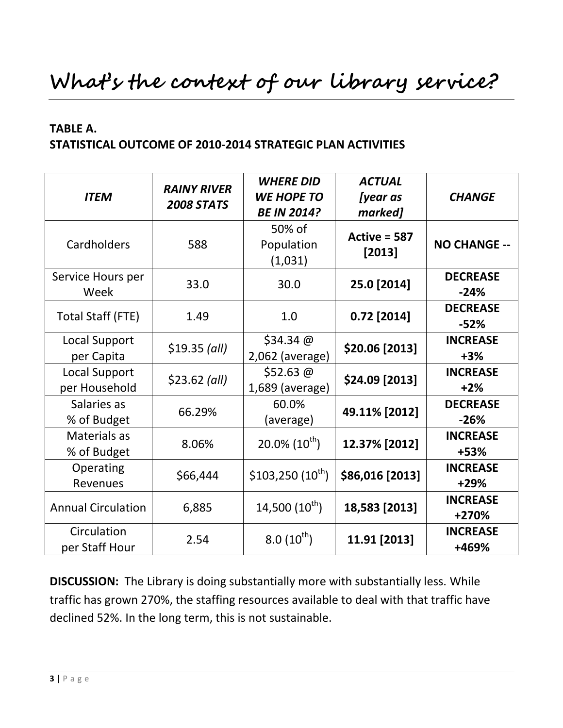# What's the context of our library service?

**TABLE A.**
**STATISTICAL OUTCOME OF 2010-2014 STRATEGIC PLAN ACTIVITIES**

| *ITEM* | *RAINY RIVER 2008 STATS* | *WHERE DID WE HOPE TO BE IN 2014?* | *ACTUAL [year as marked]* | *CHANGE* |
|---|---|---|---|---|
| Cardholders | 588 | 50% of Population (1,031) | **Active = 587 [2013]** | **NO CHANGE --** |
| Service Hours per Week | 33.0 | 30.0 | **25.0 [2014]** | **DECREASE -24%** |
| Total Staff (FTE) | 1.49 | 1.0 | **0.72 [2014]** | **DECREASE -52%** |
| Local Support per Capita | $19.35 *(all)* | $34.34 @ 2,062 (average) | **$20.06 [2013]** | **INCREASE +3%** |
| Local Support per Household | $23.62 *(all)* | $52.63 @ 1,689 (average) | **$24.09 [2013]** | **INCREASE +2%** |
| Salaries as % of Budget | 66.29% | 60.0% (average) | **49.11% [2012]** | **DECREASE -26%** |
| Materials as % of Budget | 8.06% | 20.0% (10th) | **12.37% [2012]** | **INCREASE +53%** |
| Operating Revenues | $66,444 | $103,250 (10th) | **$86,016 [2013]** | **INCREASE +29%** |
| Annual Circulation | 6,885 | 14,500 (10th) | **18,583 [2013]** | **INCREASE +270%** |
| Circulation per Staff Hour | 2.54 | 8.0 (10th) | **11.91 [2013]** | **INCREASE +469%** |

**DISCUSSION:** The Library is doing substantially more with substantially less. While traffic has grown 270%, the staffing resources available to deal with that traffic have declined 52%. In the long term, this is not sustainable.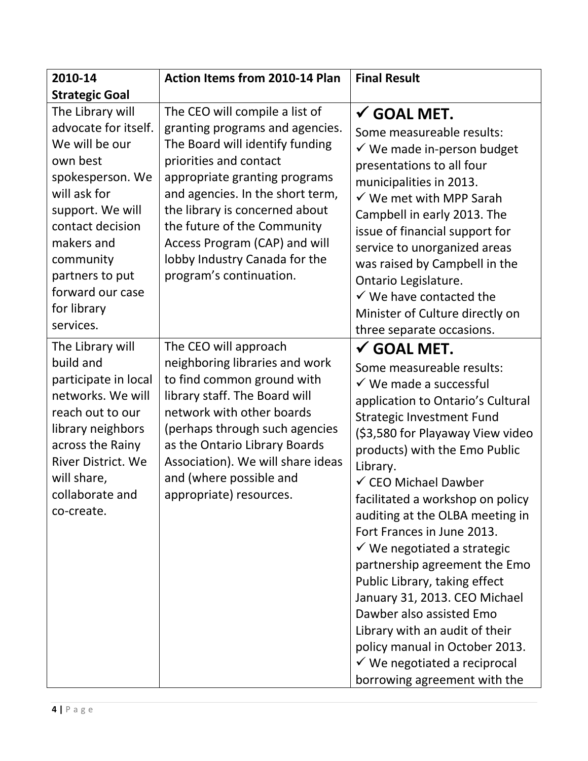| 2010-14 Strategic Goal | Action Items from 2010-14 Plan | Final Result |
|---|---|---|
| The Library will advocate for itself. We will be our own best spokesperson. We will ask for support. We will contact decision makers and community partners to put forward our case for library services. | The CEO will compile a list of granting programs and agencies. The Board will identify funding priorities and contact appropriate granting programs and agencies. In the short term, the library is concerned about the future of the Community Access Program (CAP) and will lobby Industry Canada for the program's continuation. | **✓ GOAL MET.**<br>Some measureable results:<br>✓ We made in-person budget presentations to all four municipalities in 2013.<br>✓ We met with MPP Sarah Campbell in early 2013. The issue of financial support for service to unorganized areas was raised by Campbell in the Ontario Legislature.<br>✓ We have contacted the Minister of Culture directly on three separate occasions. |
| The Library will build and participate in local networks. We will reach out to our library neighbors across the Rainy River District. We will share, collaborate and co-create. | The CEO will approach neighboring libraries and work to find common ground with library staff. The Board will network with other boards (perhaps through such agencies as the Ontario Library Boards Association). We will share ideas and (where possible and appropriate) resources. | **✓ GOAL MET.**<br>Some measureable results:<br>✓ We made a successful application to Ontario's Cultural Strategic Investment Fund ($3,580 for Playaway View video products) with the Emo Public Library.<br>✓ CEO Michael Dawber facilitated a workshop on policy auditing at the OLBA meeting in Fort Frances in June 2013.<br>✓ We negotiated a strategic partnership agreement the Emo Public Library, taking effect January 31, 2013. CEO Michael Dawber also assisted Emo Library with an audit of their policy manual in October 2013.<br>✓ We negotiated a reciprocal borrowing agreement with the |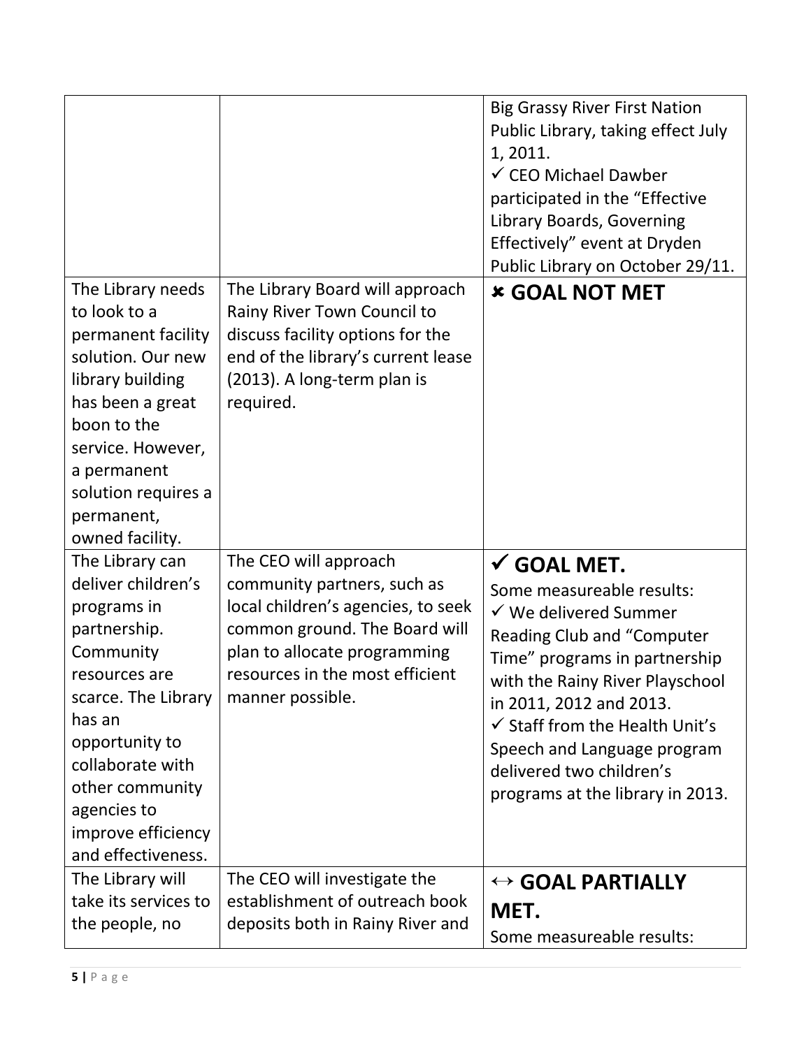| | | |
|---|---|---|
| | | Big Grassy River First Nation Public Library, taking effect July 1, 2011.<br>✓ CEO Michael Dawber participated in the “Effective Library Boards, Governing Effectively” event at Dryden Public Library on October 29/11. |
| The Library needs to look to a permanent facility solution. Our new library building has been a great boon to the service. However, a permanent solution requires a permanent, owned facility. | The Library Board will approach Rainy River Town Council to discuss facility options for the end of the library’s current lease (2013). A long-term plan is required. | **✘ GOAL NOT MET** |
| The Library can deliver children’s programs in partnership. Community resources are scarce. The Library has an opportunity to collaborate with other community agencies to improve efficiency and effectiveness. | The CEO will approach community partners, such as local children’s agencies, to seek common ground. The Board will plan to allocate programming resources in the most efficient manner possible. | **✓ GOAL MET.**<br>Some measureable results:<br>✓ We delivered Summer Reading Club and “Computer Time” programs in partnership with the Rainy River Playschool in 2011, 2012 and 2013.<br>✓ Staff from the Health Unit’s Speech and Language program delivered two children’s programs at the library in 2013. |
| The Library will take its services to the people, no | The CEO will investigate the establishment of outreach book deposits both in Rainy River and | **↔ GOAL PARTIALLY MET.**<br>Some measureable results: |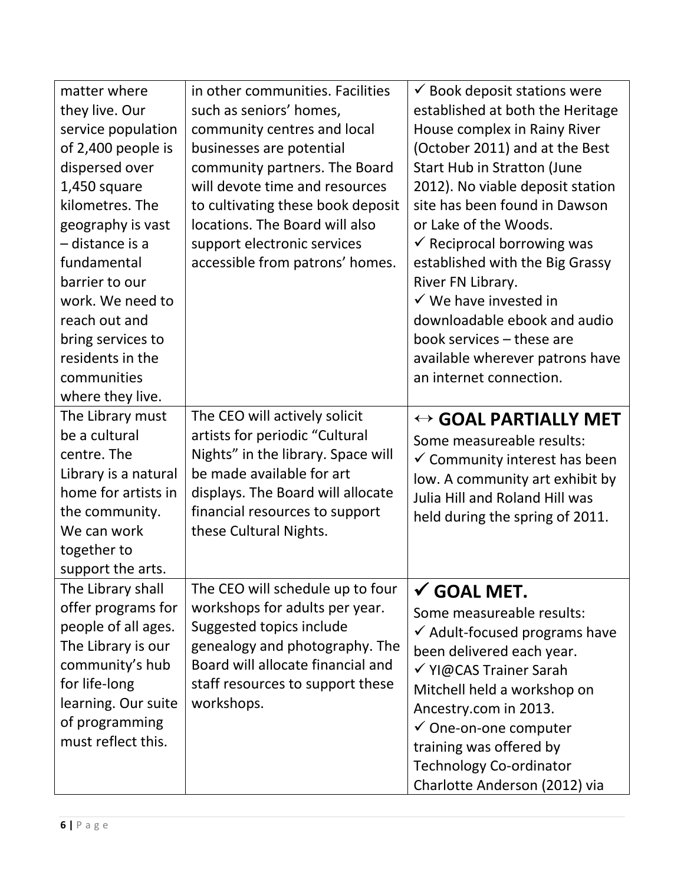| | | |
|---|---|---|
| matter where they live. Our service population of 2,400 people is dispersed over 1,450 square kilometres. The geography is vast – distance is a fundamental barrier to our work. We need to reach out and bring services to residents in the communities where they live. | in other communities. Facilities such as seniors' homes, community centres and local businesses are potential community partners. The Board will devote time and resources to cultivating these book deposit locations. The Board will also support electronic services accessible from patrons' homes. | ✓ Book deposit stations were established at both the Heritage House complex in Rainy River (October 2011) and at the Best Start Hub in Stratton (June 2012). No viable deposit station site has been found in Dawson or Lake of the Woods.<br>✓ Reciprocal borrowing was established with the Big Grassy River FN Library.<br>✓ We have invested in downloadable ebook and audio book services – these are available wherever patrons have an internet connection. |
| The Library must be a cultural centre. The Library is a natural home for artists in the community. We can work together to support the arts. | The CEO will actively solicit artists for periodic "Cultural Nights" in the library. Space will be made available for art displays. The Board will allocate financial resources to support these Cultural Nights. | **↔ GOAL PARTIALLY MET**<br>Some measureable results:<br>✓ Community interest has been low. A community art exhibit by Julia Hill and Roland Hill was held during the spring of 2011. |
| The Library shall offer programs for people of all ages. The Library is our community's hub for life-long learning. Our suite of programming must reflect this. | The CEO will schedule up to four workshops for adults per year. Suggested topics include genealogy and photography. The Board will allocate financial and staff resources to support these workshops. | **✓ GOAL MET.**<br>Some measureable results:<br>✓ Adult-focused programs have been delivered each year.<br>✓ YI@CAS Trainer Sarah Mitchell held a workshop on Ancestry.com in 2013.<br>✓ One-on-one computer training was offered by Technology Co-ordinator Charlotte Anderson (2012) via |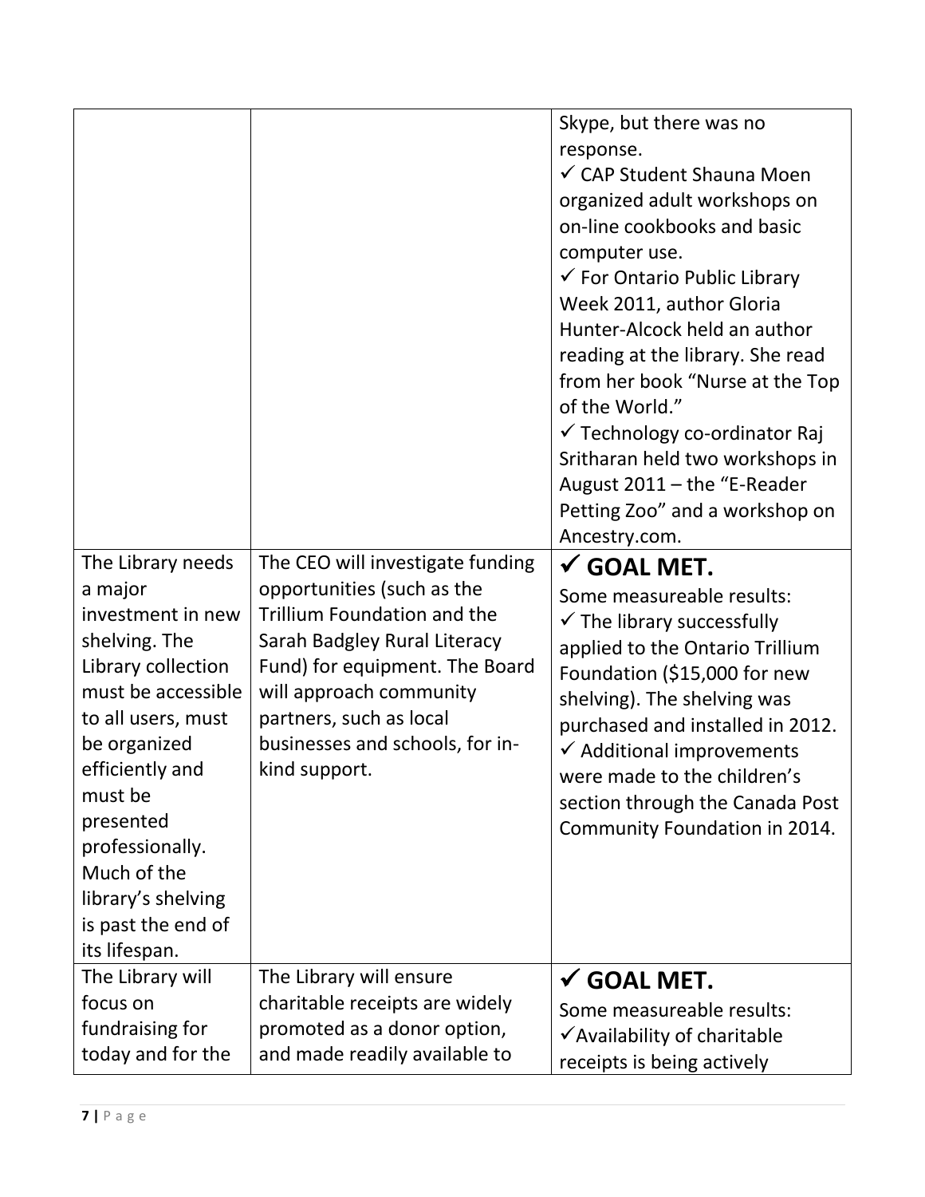| | | |
|---|---|---|
| | | Skype, but there was no response.<br>✓ CAP Student Shauna Moen organized adult workshops on on-line cookbooks and basic computer use.<br>✓ For Ontario Public Library Week 2011, author Gloria Hunter-Alcock held an author reading at the library. She read from her book "Nurse at the Top of the World."<br>✓ Technology co-ordinator Raj Sritharan held two workshops in August 2011 – the "E-Reader Petting Zoo" and a workshop on Ancestry.com. |
| The Library needs a major investment in new shelving. The Library collection must be accessible to all users, must be organized efficiently and must be presented professionally. Much of the library's shelving is past the end of its lifespan. | The CEO will investigate funding opportunities (such as the Trillium Foundation and the Sarah Badgley Rural Literacy Fund) for equipment. The Board will approach community partners, such as local businesses and schools, for in-kind support. | **✓ GOAL MET.**<br>Some measureable results:<br>✓ The library successfully applied to the Ontario Trillium Foundation ($15,000 for new shelving). The shelving was purchased and installed in 2012.<br>✓ Additional improvements were made to the children's section through the Canada Post Community Foundation in 2014. |
| The Library will focus on fundraising for today and for the | The Library will ensure charitable receipts are widely promoted as a donor option, and made readily available to | **✓ GOAL MET.**<br>Some measureable results:<br>✓Availability of charitable receipts is being actively |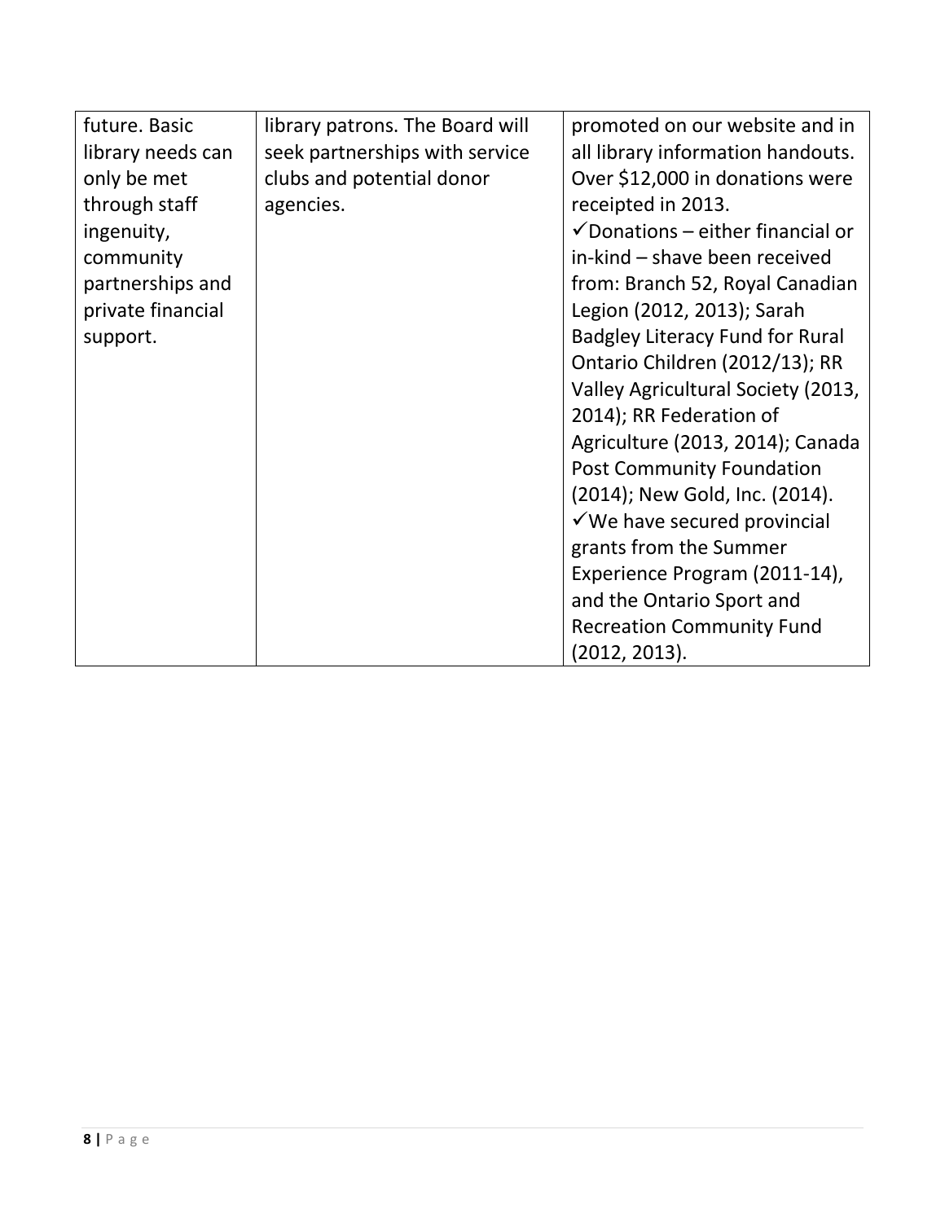| | | |
|---|---|---|
| future. Basic library needs can only be met through staff ingenuity, community partnerships and private financial support. | library patrons. The Board will seek partnerships with service clubs and potential donor agencies. | promoted on our website and in all library information handouts. Over $12,000 in donations were receipted in 2013.<br>✓Donations – either financial or in-kind – shave been received from: Branch 52, Royal Canadian Legion (2012, 2013); Sarah Badgley Literacy Fund for Rural Ontario Children (2012/13); RR Valley Agricultural Society (2013, 2014); RR Federation of Agriculture (2013, 2014); Canada Post Community Foundation (2014); New Gold, Inc. (2014).<br>✓We have secured provincial grants from the Summer Experience Program (2011-14), and the Ontario Sport and Recreation Community Fund (2012, 2013). |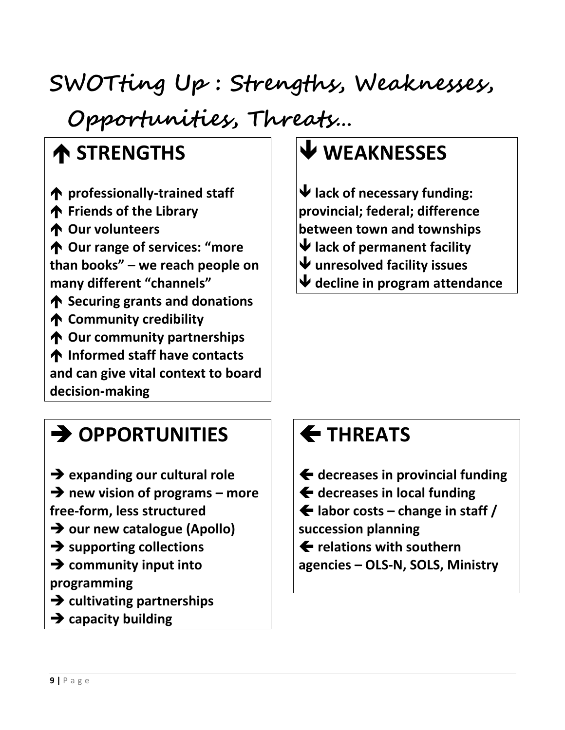# SWOTting Up : Strengths, Weaknesses, Opportunities, Threats…

## 🡅 STRENGTHS

- 🡅 **professionally-trained staff**
- 🡅 **Friends of the Library**
- 🡅 **Our volunteers**
- 🡅 **Our range of services: "more than books" – we reach people on many different "channels"**
- 🡅 **Securing grants and donations**
- 🡅 **Community credibility**
- 🡅 **Our community partnerships**
- 🡅 **Informed staff have contacts and can give vital context to board decision-making**

## 🡇 WEAKNESSES

- 🡇 **lack of necessary funding: provincial; federal; difference between town and townships**
- 🡇 **lack of permanent facility**
- 🡇 **unresolved facility issues**
- 🡇 **decline in program attendance**

## ➔ OPPORTUNITIES

- ➔ **expanding our cultural role**
- ➔ **new vision of programs – more free-form, less structured**
- ➔ **our new catalogue (Apollo)**
- ➔ **supporting collections**
- ➔ **community input into programming**
- ➔ **cultivating partnerships**
- ➔ **capacity building**

## 🡄 THREATS

- 🡄 **decreases in provincial funding**
- 🡄 **decreases in local funding**
- 🡄 **labor costs – change in staff / succession planning**
- 🡄 **relations with southern agencies – OLS-N, SOLS, Ministry**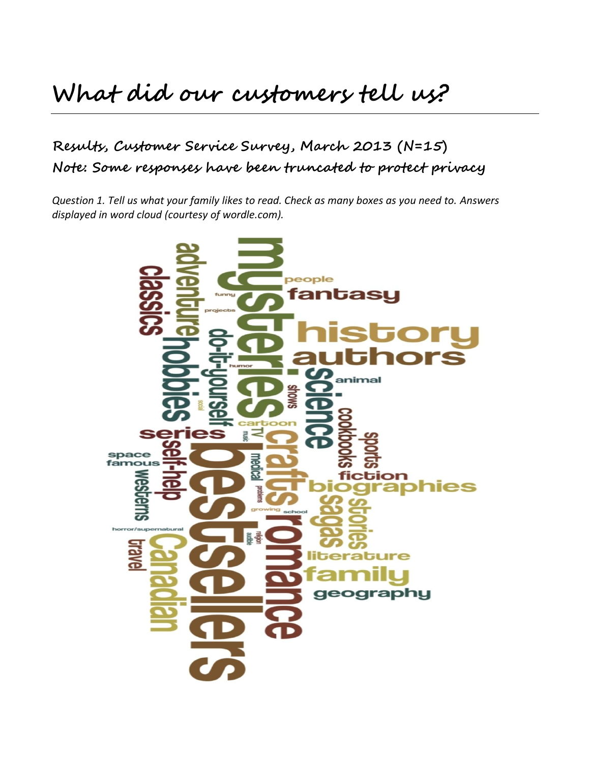# What did our customers tell us?

### Results, Customer Service Survey, March 2013 (N=15)
### Note: Some responses have been truncated to protect privacy

*Question 1. Tell us what your family likes to read. Check as many boxes as you need to. Answers displayed in word cloud (courtesy of wordle.com).*

classics adventure hobbies mysteries do-it-yourself funny projects humor social people fantasy history authors animal science shows cartoon music TV series space famous self-help westerns bestsellers medical problems growing school crafts cookbooks sports fiction biographies sagas stories horror/supernatural travel Canadian audible religion romance literature family geography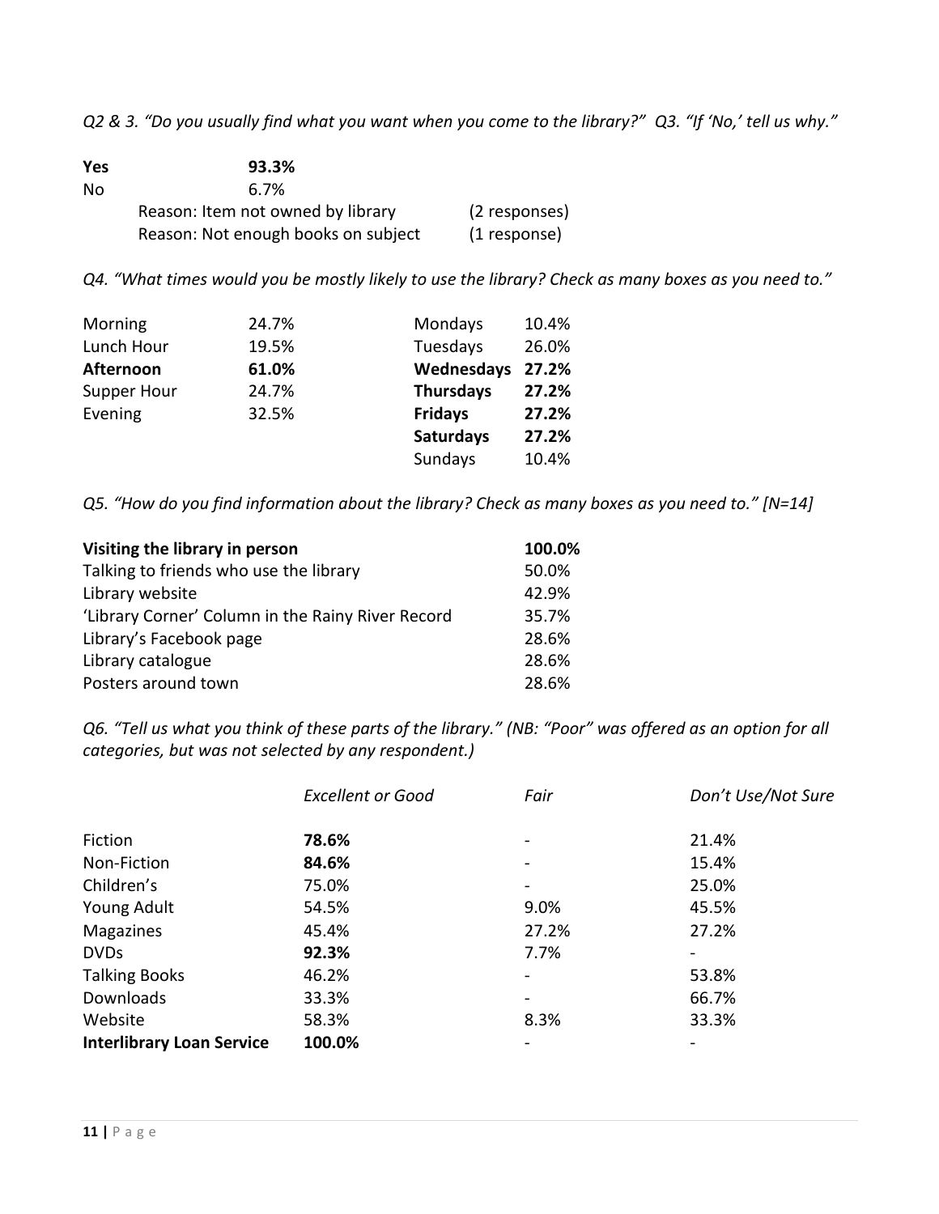*Q2 & 3. "Do you usually find what you want when you come to the library?" Q3. "If 'No,' tell us why."*

| | | |
|---|---|---|
| **Yes** | **93.3%** | |
| No | 6.7% | |
| | Reason: Item not owned by library | (2 responses) |
| | Reason: Not enough books on subject | (1 response) |

*Q4. "What times would you be mostly likely to use the library? Check as many boxes as you need to."*

| | | | |
|---|---|---|---|
| Morning | 24.7% | Mondays | 10.4% |
| Lunch Hour | 19.5% | Tuesdays | 26.0% |
| **Afternoon** | **61.0%** | **Wednesdays** | **27.2%** |
| Supper Hour | 24.7% | **Thursdays** | **27.2%** |
| Evening | 32.5% | **Fridays** | **27.2%** |
| | | **Saturdays** | **27.2%** |
| | | Sundays | 10.4% |

*Q5. "How do you find information about the library? Check as many boxes as you need to." [N=14]*

| | |
|---|---|
| **Visiting the library in person** | **100.0%** |
| Talking to friends who use the library | 50.0% |
| Library website | 42.9% |
| 'Library Corner' Column in the Rainy River Record | 35.7% |
| Library's Facebook page | 28.6% |
| Library catalogue | 28.6% |
| Posters around town | 28.6% |

*Q6. "Tell us what you think of these parts of the library." (NB: "Poor" was offered as an option for all categories, but was not selected by any respondent.)*

| | *Excellent or Good* | *Fair* | *Don't Use/Not Sure* |
|---|---|---|---|
| Fiction | **78.6%** | - | 21.4% |
| Non-Fiction | **84.6%** | - | 15.4% |
| Children's | 75.0% | - | 25.0% |
| Young Adult | 54.5% | 9.0% | 45.5% |
| Magazines | 45.4% | 27.2% | 27.2% |
| DVDs | **92.3%** | 7.7% | - |
| Talking Books | 46.2% | - | 53.8% |
| Downloads | 33.3% | - | 66.7% |
| Website | 58.3% | 8.3% | 33.3% |
| **Interlibrary Loan Service** | **100.0%** | - | - |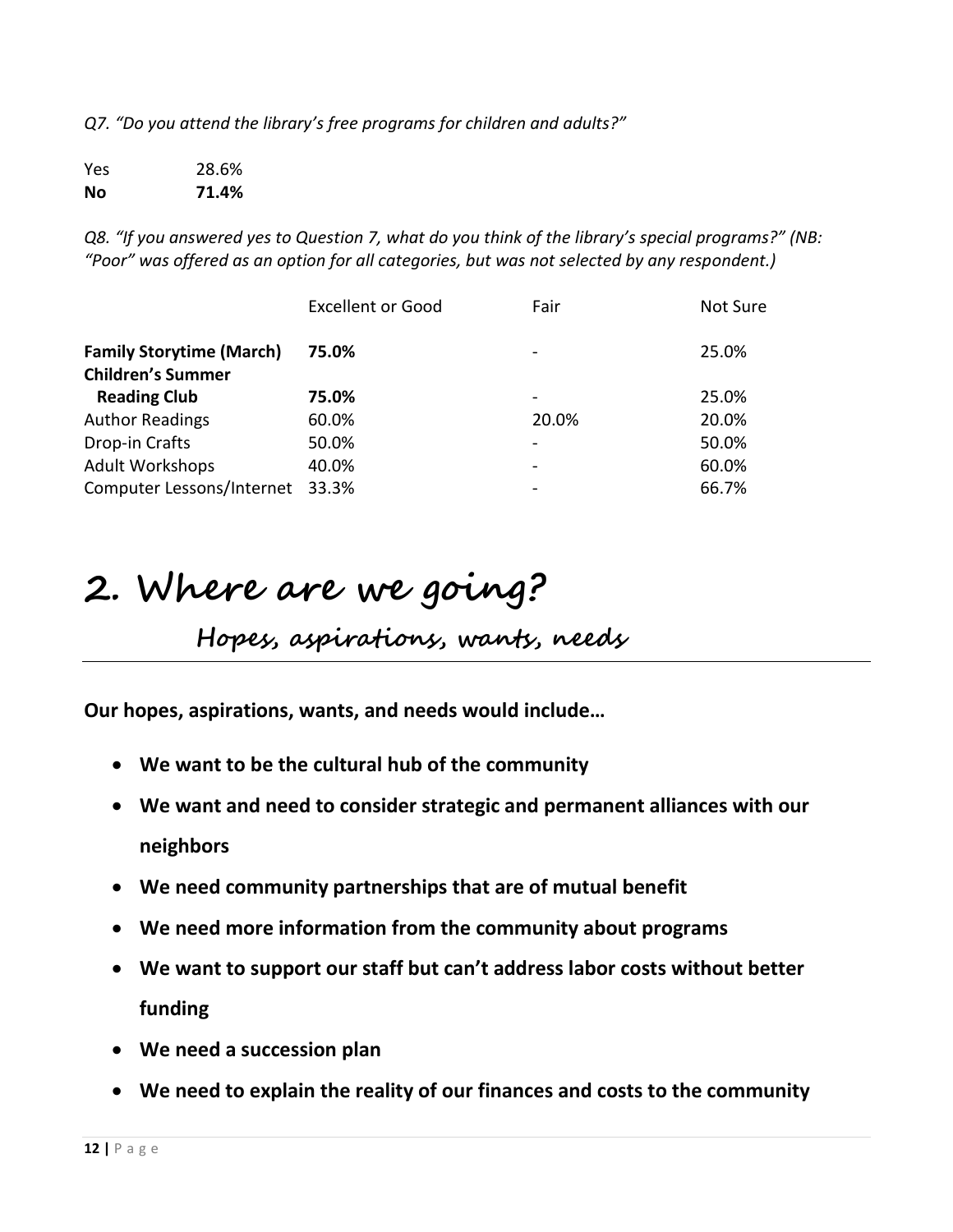*Q7. "Do you attend the library's free programs for children and adults?"*

| | |
|---|---|
| Yes | 28.6% |
| **No** | **71.4%** |

*Q8. "If you answered yes to Question 7, what do you think of the library's special programs?" (NB: "Poor" was offered as an option for all categories, but was not selected by any respondent.)*

| | Excellent or Good | Fair | Not Sure |
|---|---|---|---|
| **Family Storytime (March)** | **75.0%** | - | 25.0% |
| **Children's Summer Reading Club** | **75.0%** | - | 25.0% |
| Author Readings | 60.0% | 20.0% | 20.0% |
| Drop-in Crafts | 50.0% | - | 50.0% |
| Adult Workshops | 40.0% | - | 60.0% |
| Computer Lessons/Internet | 33.3% | - | 66.7% |

# 2. Where are we going?

## Hopes, aspirations, wants, needs

**Our hopes, aspirations, wants, and needs would include…**

- **We want to be the cultural hub of the community**
- **We want and need to consider strategic and permanent alliances with our neighbors**
- **We need community partnerships that are of mutual benefit**
- **We need more information from the community about programs**
- **We want to support our staff but can't address labor costs without better funding**
- **We need a succession plan**
- **We need to explain the reality of our finances and costs to the community**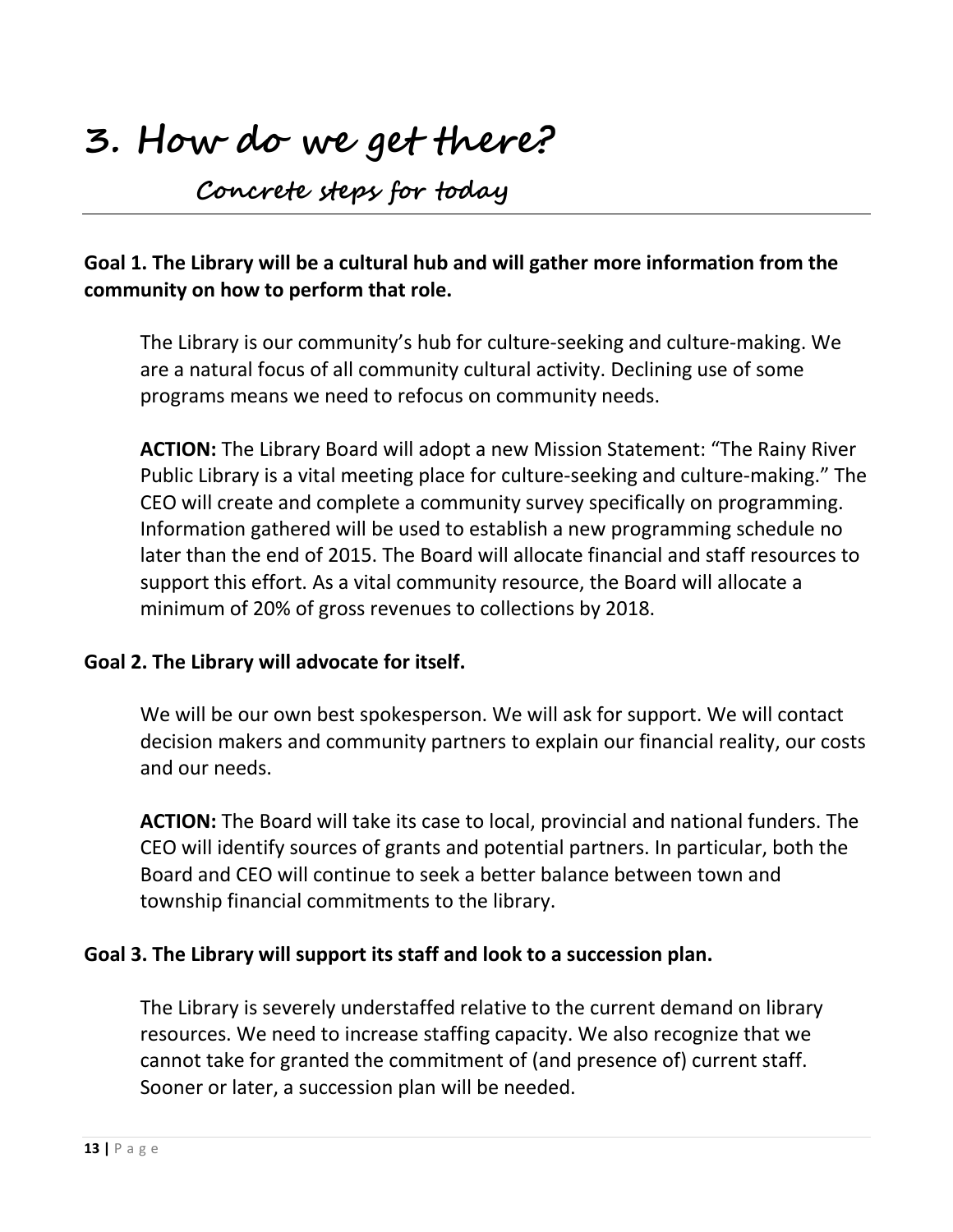# 3. How do we get there?

## Concrete steps for today

**Goal 1. The Library will be a cultural hub and will gather more information from the community on how to perform that role.**

The Library is our community's hub for culture-seeking and culture-making. We are a natural focus of all community cultural activity. Declining use of some programs means we need to refocus on community needs.

**ACTION:** The Library Board will adopt a new Mission Statement: "The Rainy River Public Library is a vital meeting place for culture-seeking and culture-making." The CEO will create and complete a community survey specifically on programming. Information gathered will be used to establish a new programming schedule no later than the end of 2015. The Board will allocate financial and staff resources to support this effort. As a vital community resource, the Board will allocate a minimum of 20% of gross revenues to collections by 2018.

**Goal 2. The Library will advocate for itself.**

We will be our own best spokesperson. We will ask for support. We will contact decision makers and community partners to explain our financial reality, our costs and our needs.

**ACTION:** The Board will take its case to local, provincial and national funders. The CEO will identify sources of grants and potential partners. In particular, both the Board and CEO will continue to seek a better balance between town and township financial commitments to the library.

**Goal 3. The Library will support its staff and look to a succession plan.**

The Library is severely understaffed relative to the current demand on library resources. We need to increase staffing capacity. We also recognize that we cannot take for granted the commitment of (and presence of) current staff. Sooner or later, a succession plan will be needed.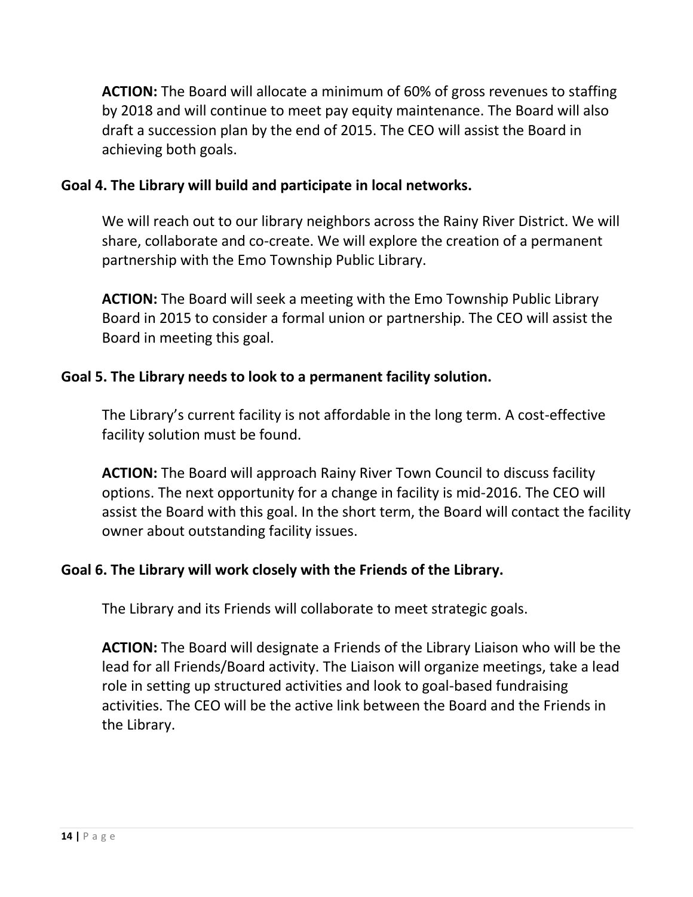**ACTION:** The Board will allocate a minimum of 60% of gross revenues to staffing by 2018 and will continue to meet pay equity maintenance. The Board will also draft a succession plan by the end of 2015. The CEO will assist the Board in achieving both goals.

### Goal 4. The Library will build and participate in local networks.

We will reach out to our library neighbors across the Rainy River District. We will share, collaborate and co-create. We will explore the creation of a permanent partnership with the Emo Township Public Library.

**ACTION:** The Board will seek a meeting with the Emo Township Public Library Board in 2015 to consider a formal union or partnership. The CEO will assist the Board in meeting this goal.

### Goal 5. The Library needs to look to a permanent facility solution.

The Library's current facility is not affordable in the long term. A cost-effective facility solution must be found.

**ACTION:** The Board will approach Rainy River Town Council to discuss facility options. The next opportunity for a change in facility is mid-2016. The CEO will assist the Board with this goal. In the short term, the Board will contact the facility owner about outstanding facility issues.

### Goal 6. The Library will work closely with the Friends of the Library.

The Library and its Friends will collaborate to meet strategic goals.

**ACTION:** The Board will designate a Friends of the Library Liaison who will be the lead for all Friends/Board activity. The Liaison will organize meetings, take a lead role in setting up structured activities and look to goal-based fundraising activities. The CEO will be the active link between the Board and the Friends in the Library.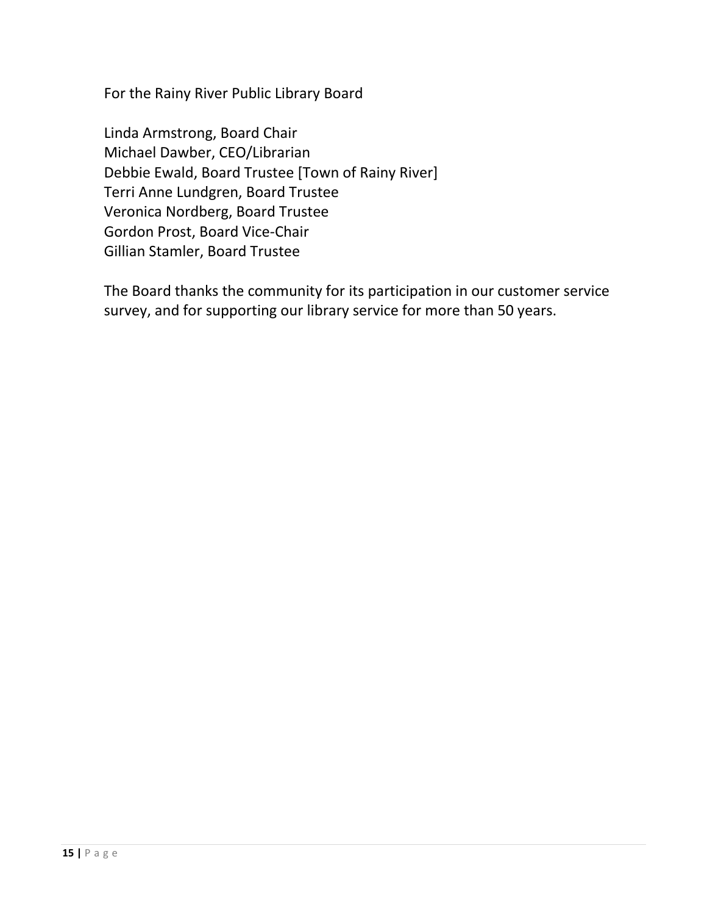For the Rainy River Public Library Board

Linda Armstrong, Board Chair
Michael Dawber, CEO/Librarian
Debbie Ewald, Board Trustee [Town of Rainy River]
Terri Anne Lundgren, Board Trustee
Veronica Nordberg, Board Trustee
Gordon Prost, Board Vice-Chair
Gillian Stamler, Board Trustee

The Board thanks the community for its participation in our customer service survey, and for supporting our library service for more than 50 years.